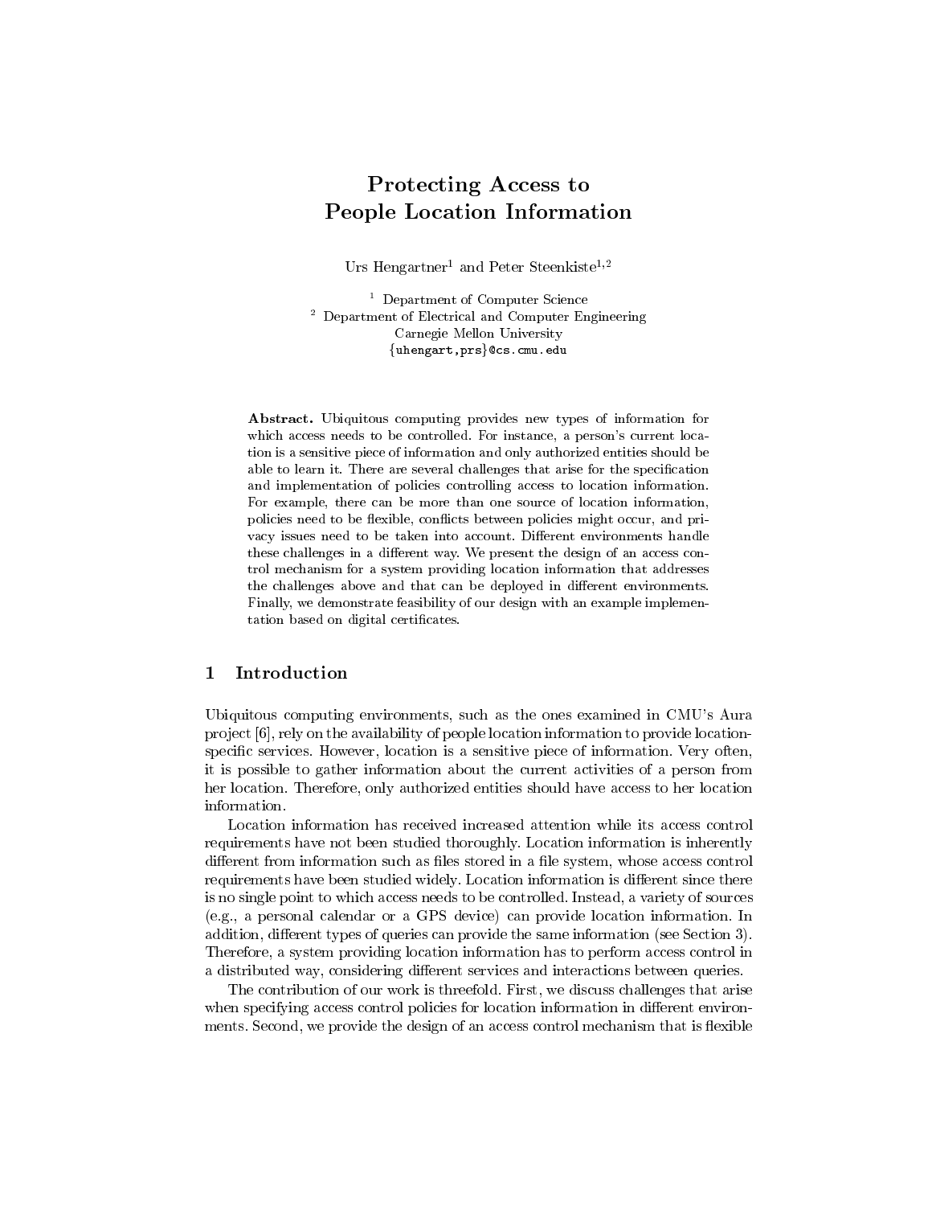# Protecting Access to People Location Information

Urs Hengartner[1] and Peter Steenkiste[1,2]

[1] Department of Computer Science
[2] Department of Electrical and Computer Engineering
Carnegie Mellon University
{uhengart,prs}@cs.cmu.edu

**Abstract.** Ubiquitous computing provides new types of information for which access needs to be controlled. For instance, a person's current location is a sensitive piece of information and only authorized entities should be able to learn it. There are several challenges that arise for the specification and implementation of policies controlling access to location information. For example, there can be more than one source of location information, policies need to be flexible, conflicts between policies might occur, and privacy issues need to be taken into account. Different environments handle these challenges in a different way. We present the design of an access control mechanism for a system providing location information that addresses the challenges above and that can be deployed in different environments. Finally, we demonstrate feasibility of our design with an example implementation based on digital certificates.

## 1 Introduction

Ubiquitous computing environments, such as the ones examined in CMU's Aura project [6], rely on the availability of people location information to provide location-specific services. However, location is a sensitive piece of information. Very often, it is possible to gather information about the current activities of a person from her location. Therefore, only authorized entities should have access to her location information.

Location information has received increased attention while its access control requirements have not been studied thoroughly. Location information is inherently different from information such as files stored in a file system, whose access control requirements have been studied widely. Location information is different since there is no single point to which access needs to be controlled. Instead, a variety of sources (e.g., a personal calendar or a GPS device) can provide location information. In addition, different types of queries can provide the same information (see Section 3). Therefore, a system providing location information has to perform access control in a distributed way, considering different services and interactions between queries.

The contribution of our work is threefold. First, we discuss challenges that arise when specifying access control policies for location information in different environments. Second, we provide the design of an access control mechanism that is flexible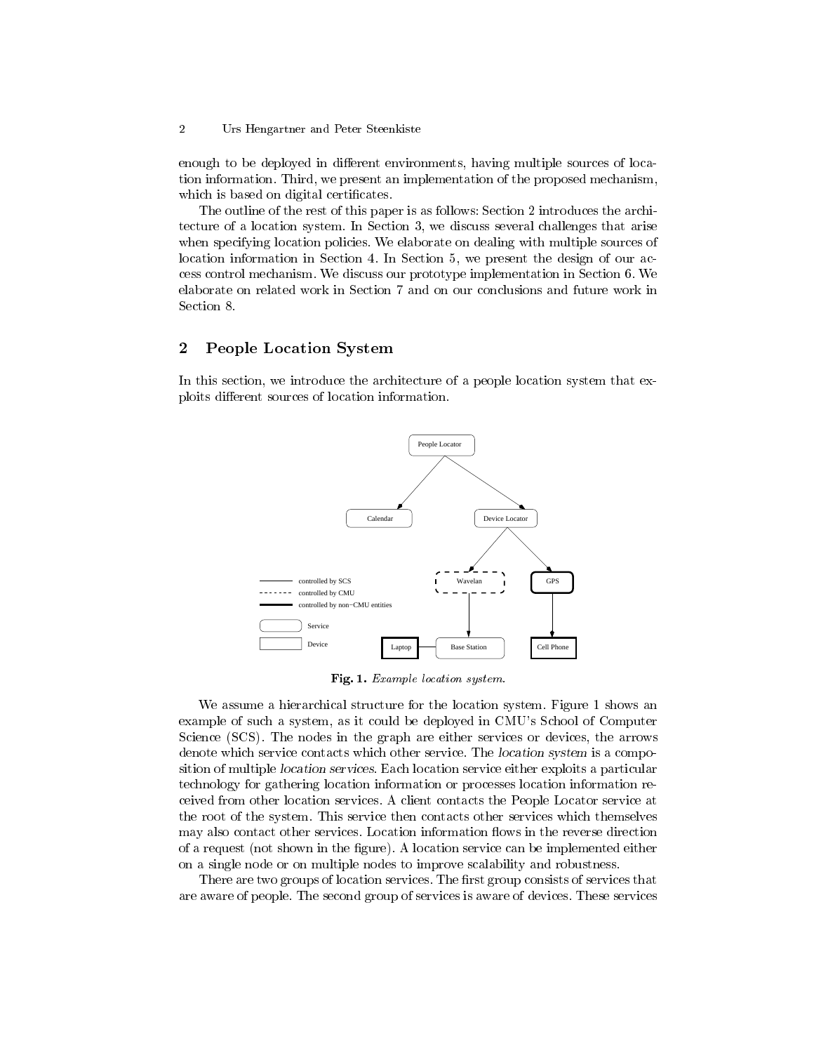enough to be deployed in different environments, having multiple sources of location information. Third, we present an implementation of the proposed mechanism, which is based on digital certificates.

The outline of the rest of this paper is as follows: Section 2 introduces the architecture of a location system. In Section 3, we discuss several challenges that arise when specifying location policies. We elaborate on dealing with multiple sources of location information in Section 4. In Section 5, we present the design of our access control mechanism. We discuss our prototype implementation in Section 6. We elaborate on related work in Section 7 and on our conclusions and future work in Section 8.

## 2 People Location System

In this section, we introduce the architecture of a people location system that exploits different sources of location information.

**Fig. 1.** *Example location system.*

We assume a hierarchical structure for the location system. Figure 1 shows an example of such a system, as it could be deployed in CMU's School of Computer Science (SCS). The nodes in the graph are either services or devices, the arrows denote which service contacts which other service. The *location system* is a composition of multiple *location services*. Each location service either exploits a particular technology for gathering location information or processes location information received from other location services. A client contacts the People Locator service at the root of the system. This service then contacts other services which themselves may also contact other services. Location information flows in the reverse direction of a request (not shown in the figure). A location service can be implemented either on a single node or on multiple nodes to improve scalability and robustness.

There are two groups of location services. The first group consists of services that are aware of people. The second group of services is aware of devices. These services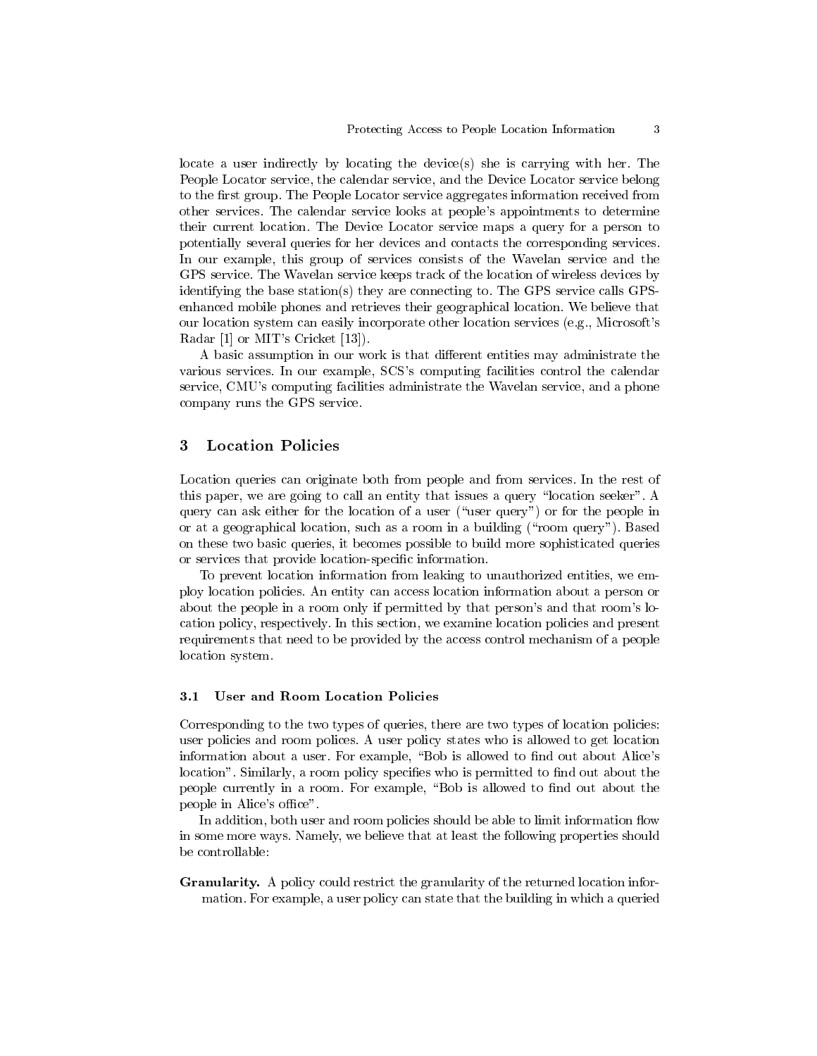locate a user indirectly by locating the device(s) she is carrying with her. The People Locator service, the calendar service, and the Device Locator service belong to the first group. The People Locator service aggregates information received from other services. The calendar service looks at people's appointments to determine their current location. The Device Locator service maps a query for a person to potentially several queries for her devices and contacts the corresponding services. In our example, this group of services consists of the Wavelan service and the GPS service. The Wavelan service keeps track of the location of wireless devices by identifying the base station(s) they are connecting to. The GPS service calls GPS-enhanced mobile phones and retrieves their geographical location. We believe that our location system can easily incorporate other location services (e.g., Microsoft's Radar [1] or MIT's Cricket [13]).

A basic assumption in our work is that different entities may administrate the various services. In our example, SCS's computing facilities control the calendar service, CMU's computing facilities administrate the Wavelan service, and a phone company runs the GPS service.

## 3 Location Policies

Location queries can originate both from people and from services. In the rest of this paper, we are going to call an entity that issues a query "location seeker". A query can ask either for the location of a user ("user query") or for the people in or at a geographical location, such as a room in a building ("room query"). Based on these two basic queries, it becomes possible to build more sophisticated queries or services that provide location-specific information.

To prevent location information from leaking to unauthorized entities, we employ location policies. An entity can access location information about a person or about the people in a room only if permitted by that person's and that room's location policy, respectively. In this section, we examine location policies and present requirements that need to be provided by the access control mechanism of a people location system.

### 3.1 User and Room Location Policies

Corresponding to the two types of queries, there are two types of location policies: user policies and room polices. A user policy states who is allowed to get location information about a user. For example, "Bob is allowed to find out about Alice's location". Similarly, a room policy specifies who is permitted to find out about the people currently in a room. For example, "Bob is allowed to find out about the people in Alice's office".

In addition, both user and room policies should be able to limit information flow in some more ways. Namely, we believe that at least the following properties should be controllable:

**Granularity.** A policy could restrict the granularity of the returned location information. For example, a user policy can state that the building in which a queried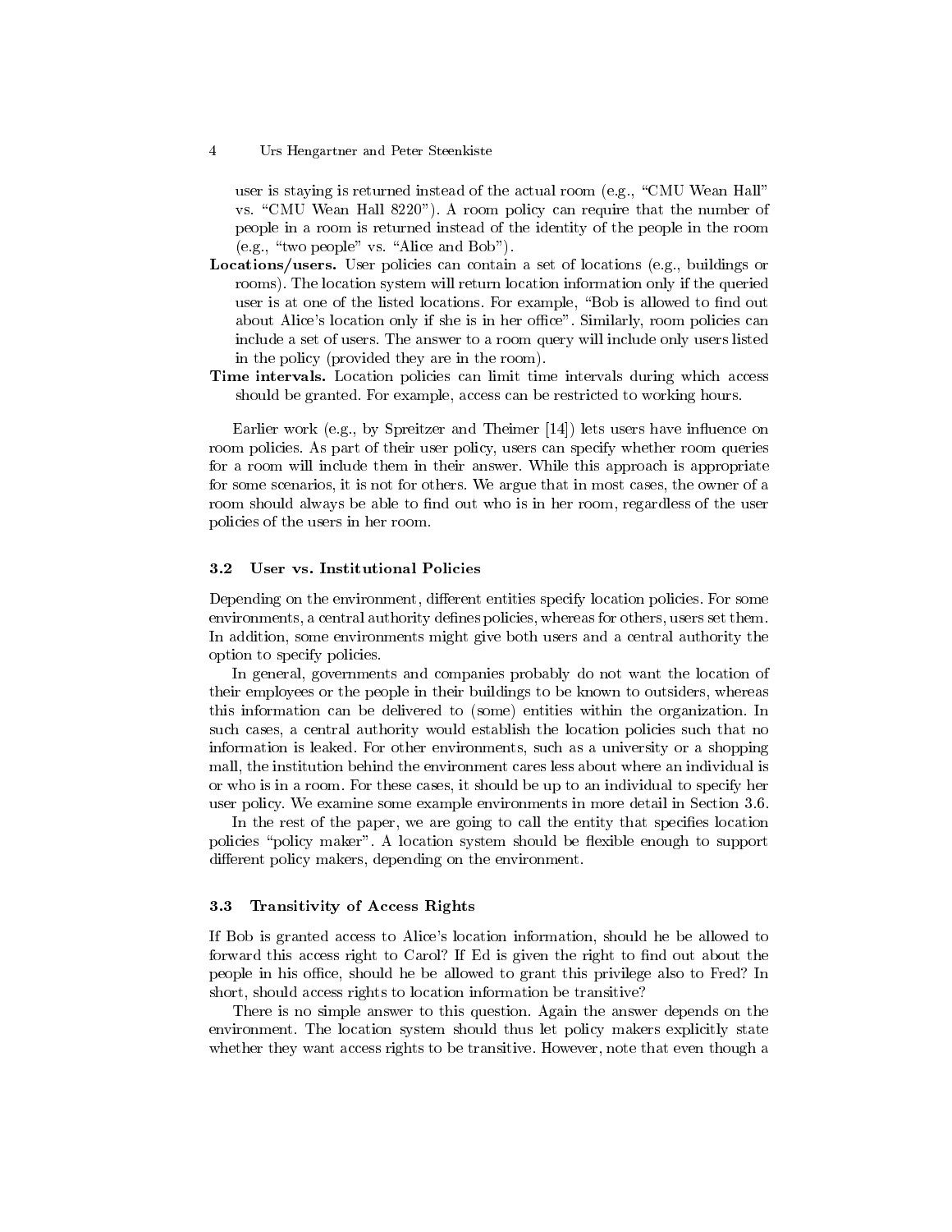user is staying is returned instead of the actual room (e.g., "CMU Wean Hall" vs. "CMU Wean Hall 8220"). A room policy can require that the number of people in a room is returned instead of the identity of the people in the room (e.g., "two people" vs. "Alice and Bob").

**Locations/users.** User policies can contain a set of locations (e.g., buildings or rooms). The location system will return location information only if the queried user is at one of the listed locations. For example, "Bob is allowed to find out about Alice's location only if she is in her office". Similarly, room policies can include a set of users. The answer to a room query will include only users listed in the policy (provided they are in the room).

**Time intervals.** Location policies can limit time intervals during which access should be granted. For example, access can be restricted to working hours.

Earlier work (e.g., by Spreitzer and Theimer [14]) lets users have influence on room policies. As part of their user policy, users can specify whether room queries for a room will include them in their answer. While this approach is appropriate for some scenarios, it is not for others. We argue that in most cases, the owner of a room should always be able to find out who is in her room, regardless of the user policies of the users in her room.

### 3.2 User vs. Institutional Policies

Depending on the environment, different entities specify location policies. For some environments, a central authority defines policies, whereas for others, users set them. In addition, some environments might give both users and a central authority the option to specify policies.

In general, governments and companies probably do not want the location of their employees or the people in their buildings to be known to outsiders, whereas this information can be delivered to (some) entities within the organization. In such cases, a central authority would establish the location policies such that no information is leaked. For other environments, such as a university or a shopping mall, the institution behind the environment cares less about where an individual is or who is in a room. For these cases, it should be up to an individual to specify her user policy. We examine some example environments in more detail in Section 3.6.

In the rest of the paper, we are going to call the entity that specifies location policies "policy maker". A location system should be flexible enough to support different policy makers, depending on the environment.

### 3.3 Transitivity of Access Rights

If Bob is granted access to Alice's location information, should he be allowed to forward this access right to Carol? If Ed is given the right to find out about the people in his office, should he be allowed to grant this privilege also to Fred? In short, should access rights to location information be transitive?

There is no simple answer to this question. Again the answer depends on the environment. The location system should thus let policy makers explicitly state whether they want access rights to be transitive. However, note that even though a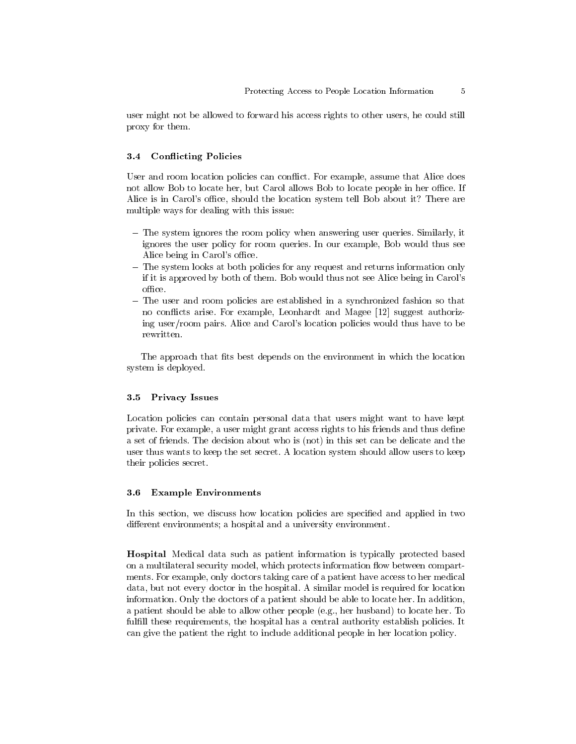user might not be allowed to forward his access rights to other users, he could still proxy for them.

### 3.4 Conflicting Policies

User and room location policies can conflict. For example, assume that Alice does not allow Bob to locate her, but Carol allows Bob to locate people in her office. If Alice is in Carol's office, should the location system tell Bob about it? There are multiple ways for dealing with this issue:

- The system ignores the room policy when answering user queries. Similarly, it ignores the user policy for room queries. In our example, Bob would thus see Alice being in Carol's office.
- The system looks at both policies for any request and returns information only if it is approved by both of them. Bob would thus not see Alice being in Carol's office.
- The user and room policies are established in a synchronized fashion so that no conflicts arise. For example, Leonhardt and Magee [12] suggest authorizing user/room pairs. Alice and Carol's location policies would thus have to be rewritten.

The approach that fits best depends on the environment in which the location system is deployed.

### 3.5 Privacy Issues

Location policies can contain personal data that users might want to have kept private. For example, a user might grant access rights to his friends and thus define a set of friends. The decision about who is (not) in this set can be delicate and the user thus wants to keep the set secret. A location system should allow users to keep their policies secret.

### 3.6 Example Environments

In this section, we discuss how location policies are specified and applied in two different environments; a hospital and a university environment.

**Hospital** Medical data such as patient information is typically protected based on a multilateral security model, which protects information flow between compartments. For example, only doctors taking care of a patient have access to her medical data, but not every doctor in the hospital. A similar model is required for location information. Only the doctors of a patient should be able to locate her. In addition, a patient should be able to allow other people (e.g., her husband) to locate her. To fulfill these requirements, the hospital has a central authority establish policies. It can give the patient the right to include additional people in her location policy.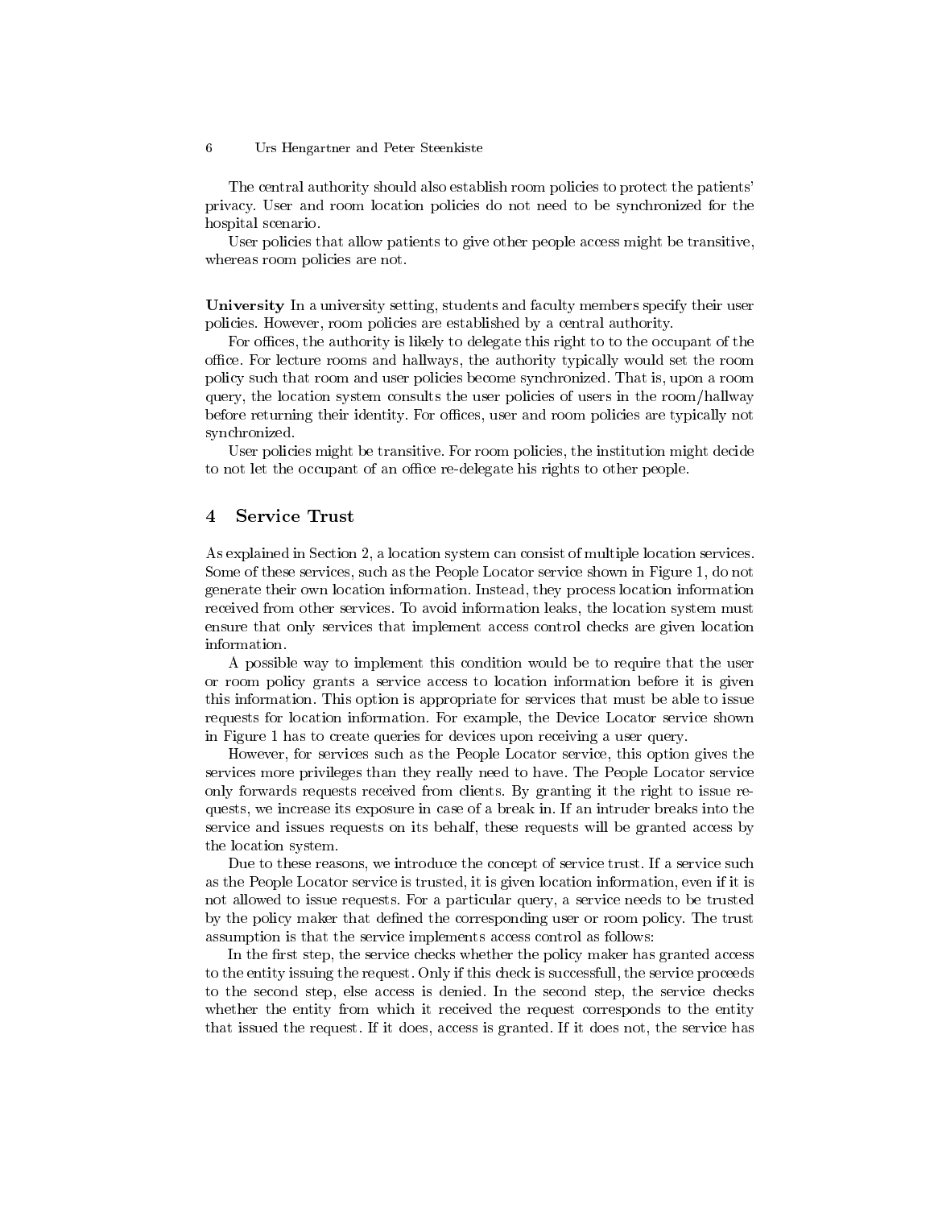The central authority should also establish room policies to protect the patients' privacy. User and room location policies do not need to be synchronized for the hospital scenario.

User policies that allow patients to give other people access might be transitive, whereas room policies are not.

**University** In a university setting, students and faculty members specify their user policies. However, room policies are established by a central authority.

For offices, the authority is likely to delegate this right to to the occupant of the office. For lecture rooms and hallways, the authority typically would set the room policy such that room and user policies become synchronized. That is, upon a room query, the location system consults the user policies of users in the room/hallway before returning their identity. For offices, user and room policies are typically not synchronized.

User policies might be transitive. For room policies, the institution might decide to not let the occupant of an office re-delegate his rights to other people.

## 4 Service Trust

As explained in Section 2, a location system can consist of multiple location services. Some of these services, such as the People Locator service shown in Figure 1, do not generate their own location information. Instead, they process location information received from other services. To avoid information leaks, the location system must ensure that only services that implement access control checks are given location information.

A possible way to implement this condition would be to require that the user or room policy grants a service access to location information before it is given this information. This option is appropriate for services that must be able to issue requests for location information. For example, the Device Locator service shown in Figure 1 has to create queries for devices upon receiving a user query.

However, for services such as the People Locator service, this option gives the services more privileges than they really need to have. The People Locator service only forwards requests received from clients. By granting it the right to issue requests, we increase its exposure in case of a break in. If an intruder breaks into the service and issues requests on its behalf, these requests will be granted access by the location system.

Due to these reasons, we introduce the concept of service trust. If a service such as the People Locator service is trusted, it is given location information, even if it is not allowed to issue requests. For a particular query, a service needs to be trusted by the policy maker that defined the corresponding user or room policy. The trust assumption is that the service implements access control as follows:

In the first step, the service checks whether the policy maker has granted access to the entity issuing the request. Only if this check is successfull, the service proceeds to the second step, else access is denied. In the second step, the service checks whether the entity from which it received the request corresponds to the entity that issued the request. If it does, access is granted. If it does not, the service has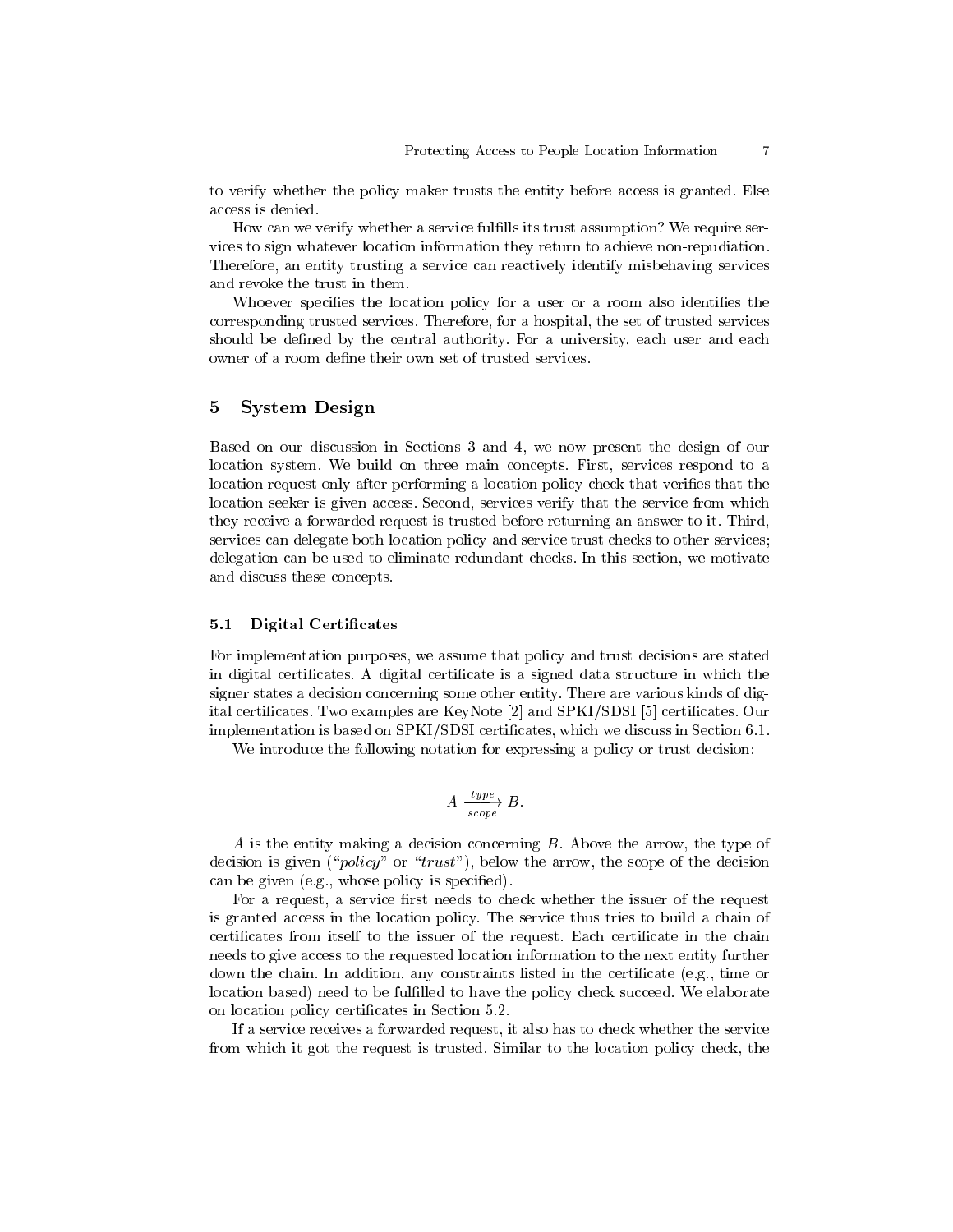to verify whether the policy maker trusts the entity before access is granted. Else access is denied.

How can we verify whether a service fulfills its trust assumption? We require services to sign whatever location information they return to achieve non-repudiation. Therefore, an entity trusting a service can reactively identify misbehaving services and revoke the trust in them.

Whoever specifies the location policy for a user or a room also identifies the corresponding trusted services. Therefore, for a hospital, the set of trusted services should be defined by the central authority. For a university, each user and each owner of a room define their own set of trusted services.

## 5 System Design

Based on our discussion in Sections 3 and 4, we now present the design of our location system. We build on three main concepts. First, services respond to a location request only after performing a location policy check that verifies that the location seeker is given access. Second, services verify that the service from which they receive a forwarded request is trusted before returning an answer to it. Third, services can delegate both location policy and service trust checks to other services; delegation can be used to eliminate redundant checks. In this section, we motivate and discuss these concepts.

### 5.1 Digital Certificates

For implementation purposes, we assume that policy and trust decisions are stated in digital certificates. A digital certificate is a signed data structure in which the signer states a decision concerning some other entity. There are various kinds of digital certificates. Two examples are KeyNote [2] and SPKI/SDSI [5] certificates. Our implementation is based on SPKI/SDSI certificates, which we discuss in Section 6.1.

We introduce the following notation for expressing a policy or trust decision:

$$A \xrightarrow[scope]{type} B.$$

$A$ is the entity making a decision concerning $B$. Above the arrow, the type of decision is given ("*policy*" or "*trust*"), below the arrow, the scope of the decision can be given (e.g., whose policy is specified).

For a request, a service first needs to check whether the issuer of the request is granted access in the location policy. The service thus tries to build a chain of certificates from itself to the issuer of the request. Each certificate in the chain needs to give access to the requested location information to the next entity further down the chain. In addition, any constraints listed in the certificate (e.g., time or location based) need to be fulfilled to have the policy check succeed. We elaborate on location policy certificates in Section 5.2.

If a service receives a forwarded request, it also has to check whether the service from which it got the request is trusted. Similar to the location policy check, the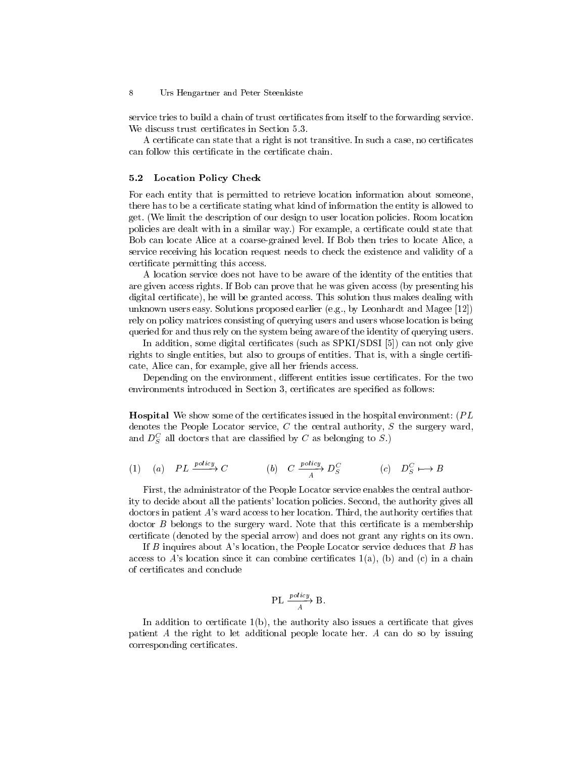service tries to build a chain of trust certificates from itself to the forwarding service. We discuss trust certificates in Section 5.3.

A certificate can state that a right is not transitive. In such a case, no certificates can follow this certificate in the certificate chain.

### 5.2 Location Policy Check

For each entity that is permitted to retrieve location information about someone, there has to be a certificate stating what kind of information the entity is allowed to get. (We limit the description of our design to user location policies. Room location policies are dealt with in a similar way.) For example, a certificate could state that Bob can locate Alice at a coarse-grained level. If Bob then tries to locate Alice, a service receiving his location request needs to check the existence and validity of a certificate permitting this access.

A location service does not have to be aware of the identity of the entities that are given access rights. If Bob can prove that he was given access (by presenting his digital certificate), he will be granted access. This solution thus makes dealing with unknown users easy. Solutions proposed earlier (e.g., by Leonhardt and Magee [12]) rely on policy matrices consisting of querying users and users whose location is being queried for and thus rely on the system being aware of the identity of querying users.

In addition, some digital certificates (such as SPKI/SDSI [5]) can not only give rights to single entities, but also to groups of entities. That is, with a single certificate, Alice can, for example, give all her friends access.

Depending on the environment, different entities issue certificates. For the two environments introduced in Section 3, certificates are specified as follows:

**Hospital** We show some of the certificates issued in the hospital environment: ($PL$ denotes the People Locator service, $C$ the central authority, $S$ the surgery ward, and $D_S^C$ all doctors that are classified by $C$ as belonging to $S$.)

$$(1) \quad (a) \quad PL \xrightarrow{policy} C \qquad (b) \quad C \xrightarrow[A]{policy} D_S^C \qquad (c) \quad D_S^C \longmapsto B$$

First, the administrator of the People Locator service enables the central authority to decide about all the patients' location policies. Second, the authority gives all doctors in patient $A$'s ward access to her location. Third, the authority certifies that doctor $B$ belongs to the surgery ward. Note that this certificate is a membership certificate (denoted by the special arrow) and does not grant any rights on its own.

If $B$ inquires about A's location, the People Locator service deduces that $B$ has access to $A$'s location since it can combine certificates 1(a), (b) and (c) in a chain of certificates and conclude

$$\text{PL} \xrightarrow[A]{policy} \text{B}.$$

In addition to certificate 1(b), the authority also issues a certificate that gives patient $A$ the right to let additional people locate her. $A$ can do so by issuing corresponding certificates.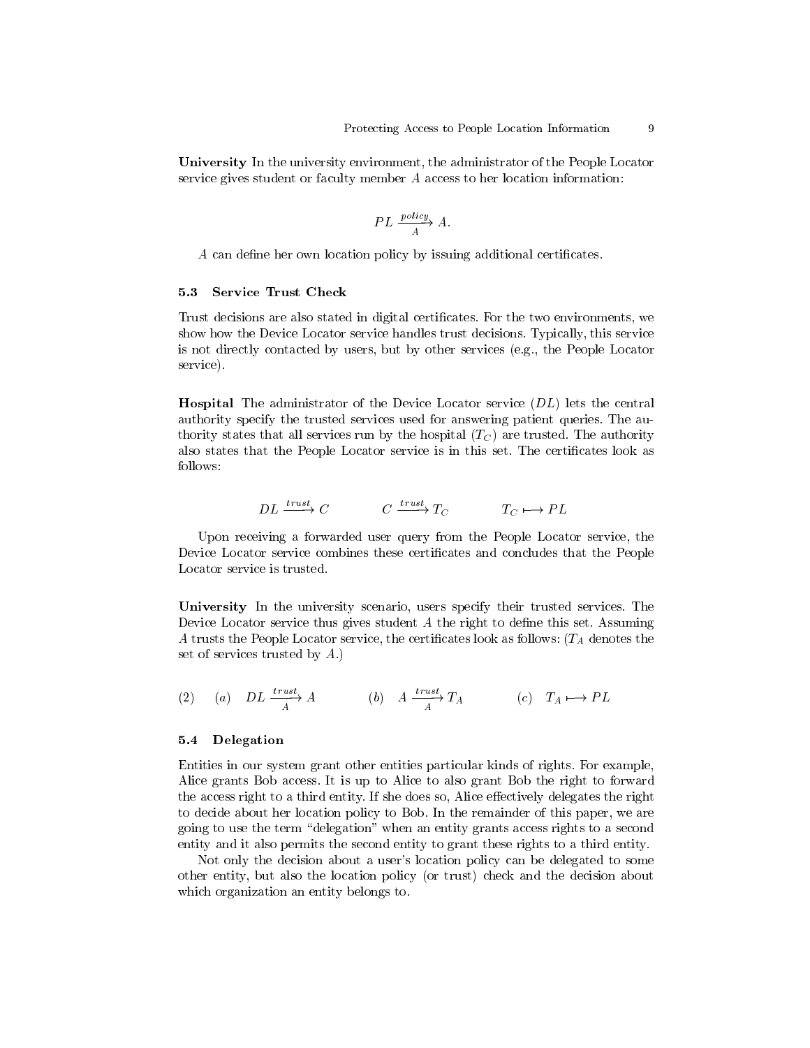**University** In the university environment, the administrator of the People Locator service gives student or faculty member $A$ access to her location information:

$$PL \xrightarrow[A]{policy} A.$$

$A$ can define her own location policy by issuing additional certificates.

### 5.3 Service Trust Check

Trust decisions are also stated in digital certificates. For the two environments, we show how the Device Locator service handles trust decisions. Typically, this service is not directly contacted by users, but by other services (e.g., the People Locator service).

**Hospital** The administrator of the Device Locator service ($DL$) lets the central authority specify the trusted services used for answering patient queries. The authority states that all services run by the hospital ($T_C$) are trusted. The authority also states that the People Locator service is in this set. The certificates look as follows:

$$DL \xrightarrow{trust} C \qquad C \xrightarrow{trust} T_C \qquad T_C \longmapsto PL$$

Upon receiving a forwarded user query from the People Locator service, the Device Locator service combines these certificates and concludes that the People Locator service is trusted.

**University** In the university scenario, users specify their trusted services. The Device Locator service thus gives student $A$ the right to define this set. Assuming $A$ trusts the People Locator service, the certificates look as follows: ($T_A$ denotes the set of services trusted by $A$.)

$$(2) \quad (a) \quad DL \xrightarrow[A]{trust} A \qquad (b) \quad A \xrightarrow[A]{trust} T_A \qquad (c) \quad T_A \longmapsto PL$$

### 5.4 Delegation

Entities in our system grant other entities particular kinds of rights. For example, Alice grants Bob access. It is up to Alice to also grant Bob the right to forward the access right to a third entity. If she does so, Alice effectively delegates the right to decide about her location policy to Bob. In the remainder of this paper, we are going to use the term "delegation" when an entity grants access rights to a second entity and it also permits the second entity to grant these rights to a third entity.

Not only the decision about a user's location policy can be delegated to some other entity, but also the location policy (or trust) check and the decision about which organization an entity belongs to.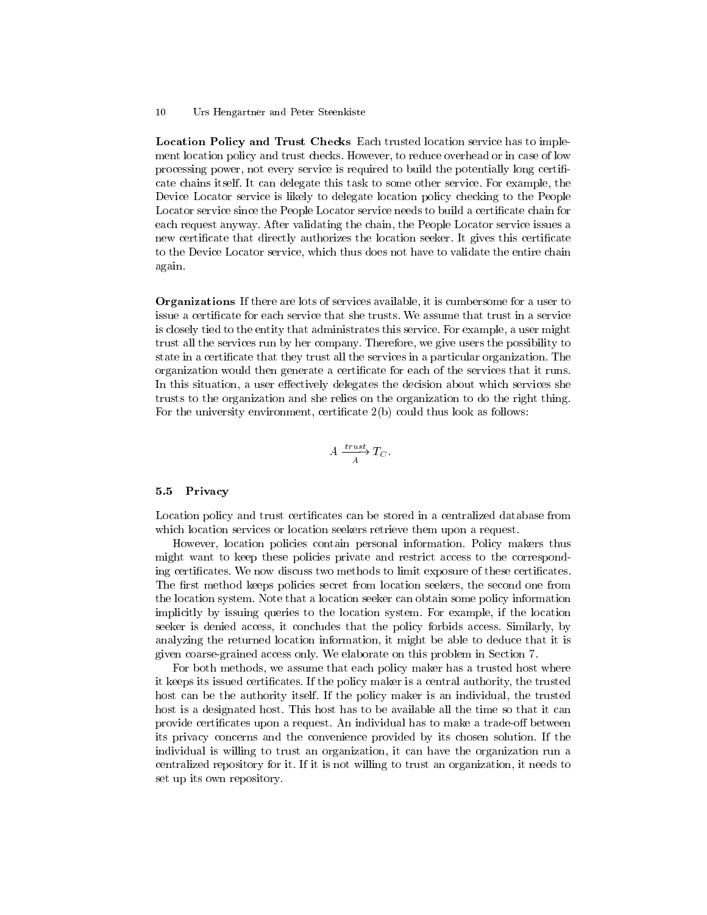**Location Policy and Trust Checks** Each trusted location service has to implement location policy and trust checks. However, to reduce overhead or in case of low processing power, not every service is required to build the potentially long certificate chains itself. It can delegate this task to some other service. For example, the Device Locator service is likely to delegate location policy checking to the People Locator service since the People Locator service needs to build a certificate chain for each request anyway. After validating the chain, the People Locator service issues a new certificate that directly authorizes the location seeker. It gives this certificate to the Device Locator service, which thus does not have to validate the entire chain again.

**Organizations** If there are lots of services available, it is cumbersome for a user to issue a certificate for each service that she trusts. We assume that trust in a service is closely tied to the entity that administrates this service. For example, a user might trust all the services run by her company. Therefore, we give users the possibility to state in a certificate that they trust all the services in a particular organization. The organization would then generate a certificate for each of the services that it runs. In this situation, a user effectively delegates the decision about which services she trusts to the organization and she relies on the organization to do the right thing. For the university environment, certificate 2(b) could thus look as follows:

$$A \xrightarrow[A]{trust} T_C .$$

### 5.5 Privacy

Location policy and trust certificates can be stored in a centralized database from which location services or location seekers retrieve them upon a request.

However, location policies contain personal information. Policy makers thus might want to keep these policies private and restrict access to the corresponding certificates. We now discuss two methods to limit exposure of these certificates. The first method keeps policies secret from location seekers, the second one from the location system. Note that a location seeker can obtain some policy information implicitly by issuing queries to the location system. For example, if the location seeker is denied access, it concludes that the policy forbids access. Similarly, by analyzing the returned location information, it might be able to deduce that it is given coarse-grained access only. We elaborate on this problem in Section 7.

For both methods, we assume that each policy maker has a trusted host where it keeps its issued certificates. If the policy maker is a central authority, the trusted host can be the authority itself. If the policy maker is an individual, the trusted host is a designated host. This host has to be available all the time so that it can provide certificates upon a request. An individual has to make a trade-off between its privacy concerns and the convenience provided by its chosen solution. If the individual is willing to trust an organization, it can have the organization run a centralized repository for it. If it is not willing to trust an organization, it needs to set up its own repository.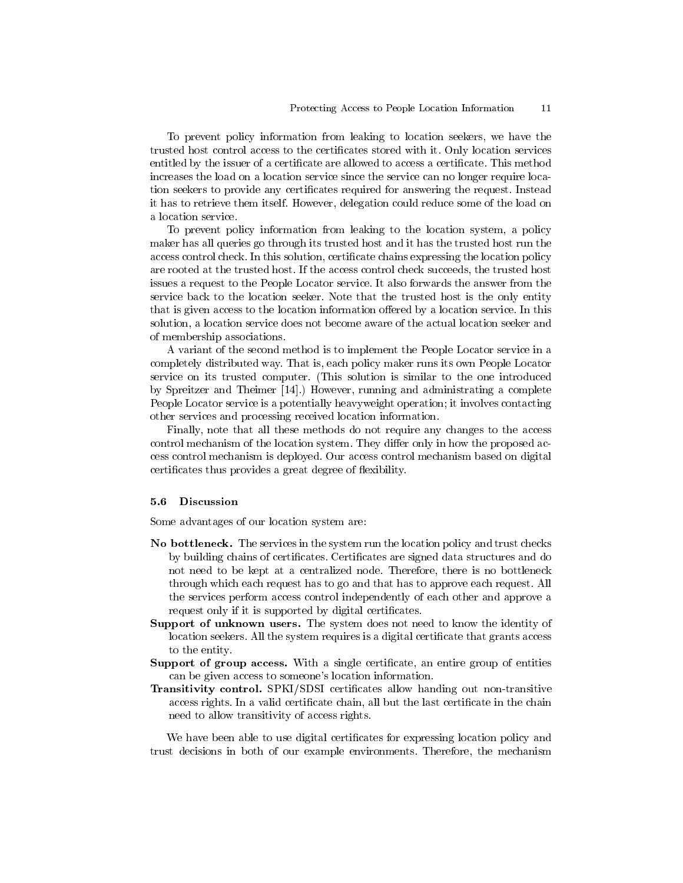To prevent policy information from leaking to location seekers, we have the trusted host control access to the certificates stored with it. Only location services entitled by the issuer of a certificate are allowed to access a certificate. This method increases the load on a location service since the service can no longer require location seekers to provide any certificates required for answering the request. Instead it has to retrieve them itself. However, delegation could reduce some of the load on a location service.

To prevent policy information from leaking to the location system, a policy maker has all queries go through its trusted host and it has the trusted host run the access control check. In this solution, certificate chains expressing the location policy are rooted at the trusted host. If the access control check succeeds, the trusted host issues a request to the People Locator service. It also forwards the answer from the service back to the location seeker. Note that the trusted host is the only entity that is given access to the location information offered by a location service. In this solution, a location service does not become aware of the actual location seeker and of membership associations.

A variant of the second method is to implement the People Locator service in a completely distributed way. That is, each policy maker runs its own People Locator service on its trusted computer. (This solution is similar to the one introduced by Spreitzer and Theimer [14].) However, running and administrating a complete People Locator service is a potentially heavyweight operation; it involves contacting other services and processing received location information.

Finally, note that all these methods do not require any changes to the access control mechanism of the location system. They differ only in how the proposed access control mechanism is deployed. Our access control mechanism based on digital certificates thus provides a great degree of flexibility.

### 5.6 Discussion

Some advantages of our location system are:

**No bottleneck.** The services in the system run the location policy and trust checks by building chains of certificates. Certificates are signed data structures and do not need to be kept at a centralized node. Therefore, there is no bottleneck through which each request has to go and that has to approve each request. All the services perform access control independently of each other and approve a request only if it is supported by digital certificates.

**Support of unknown users.** The system does not need to know the identity of location seekers. All the system requires is a digital certificate that grants access to the entity.

**Support of group access.** With a single certificate, an entire group of entities can be given access to someone's location information.

**Transitivity control.** SPKI/SDSI certificates allow handing out non-transitive access rights. In a valid certificate chain, all but the last certificate in the chain need to allow transitivity of access rights.

We have been able to use digital certificates for expressing location policy and trust decisions in both of our example environments. Therefore, the mechanism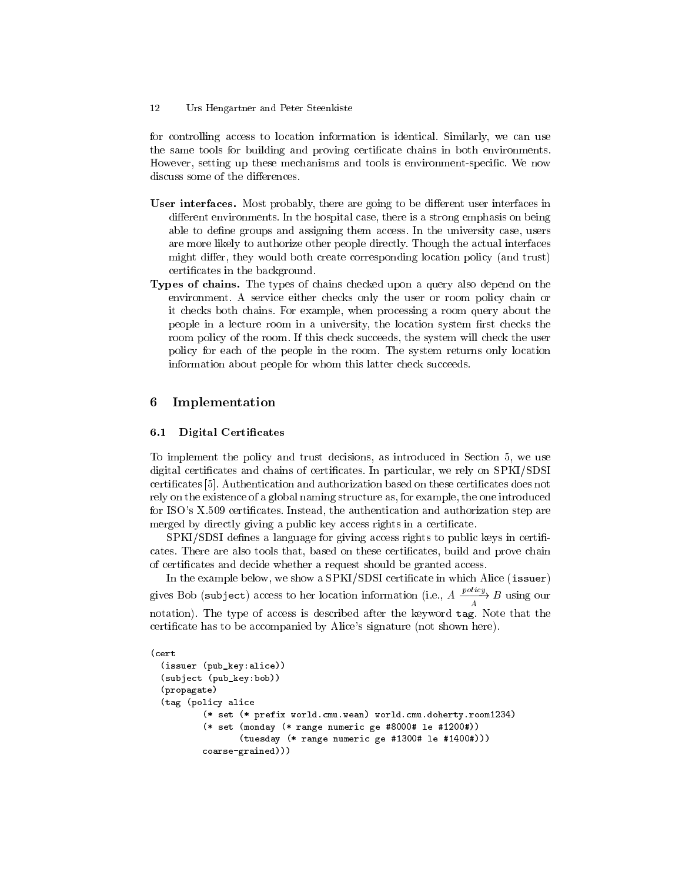for controlling access to location information is identical. Similarly, we can use the same tools for building and proving certificate chains in both environments. However, setting up these mechanisms and tools is environment-specific. We now discuss some of the differences.

**User interfaces.** Most probably, there are going to be different user interfaces in different environments. In the hospital case, there is a strong emphasis on being able to define groups and assigning them access. In the university case, users are more likely to authorize other people directly. Though the actual interfaces might differ, they would both create corresponding location policy (and trust) certificates in the background.

**Types of chains.** The types of chains checked upon a query also depend on the environment. A service either checks only the user or room policy chain or it checks both chains. For example, when processing a room query about the people in a lecture room in a university, the location system first checks the room policy of the room. If this check succeeds, the system will check the user policy for each of the people in the room. The system returns only location information about people for whom this latter check succeeds.

## 6 Implementation

### 6.1 Digital Certificates

To implement the policy and trust decisions, as introduced in Section 5, we use digital certificates and chains of certificates. In particular, we rely on SPKI/SDSI certificates [5]. Authentication and authorization based on these certificates does not rely on the existence of a global naming structure as, for example, the one introduced for ISO's X.509 certificates. Instead, the authentication and authorization step are merged by directly giving a public key access rights in a certificate.

SPKI/SDSI defines a language for giving access rights to public keys in certificates. There are also tools that, based on these certificates, build and prove chain of certificates and decide whether a request should be granted access.

In the example below, we show a SPKI/SDSI certificate in which Alice (`issuer`) gives Bob (`subject`) access to her location information (i.e., $A \xrightarrow[A]{policy} B$ using our notation). The type of access is described after the keyword `tag`. Note that the certificate has to be accompanied by Alice's signature (not shown here).

```
(cert
  (issuer (pub_key:alice))
  (subject (pub_key:bob))
  (propagate)
  (tag (policy alice
          (* set (* prefix world.cmu.wean) world.cmu.doherty.room1234)
          (* set (monday (* range numeric ge #8000# le #1200#))
                 (tuesday (* range numeric ge #1300# le #1400#)))
          coarse-grained)))
```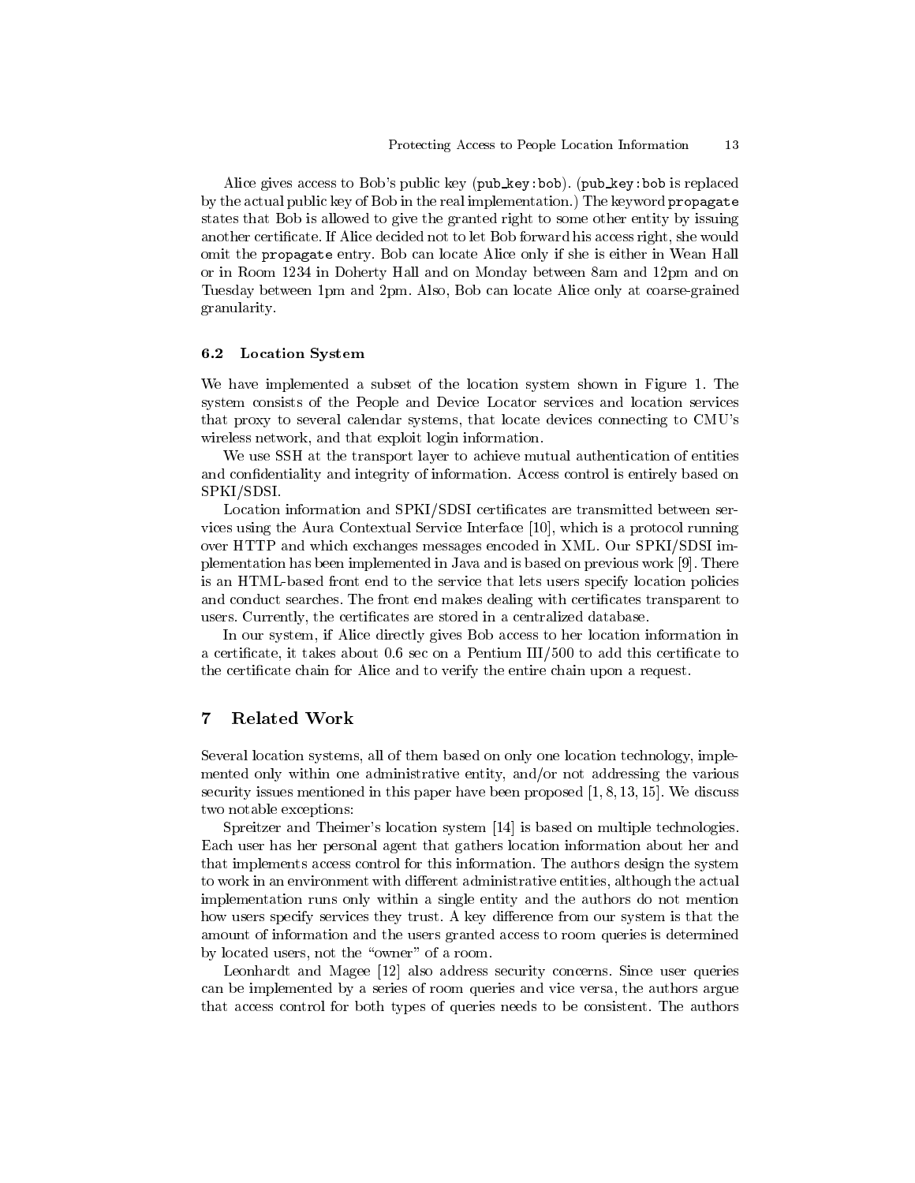Alice gives access to Bob's public key (`pub_key:bob`). (`pub_key:bob` is replaced by the actual public key of Bob in the real implementation.) The keyword `propagate` states that Bob is allowed to give the granted right to some other entity by issuing another certificate. If Alice decided not to let Bob forward his access right, she would omit the `propagate` entry. Bob can locate Alice only if she is either in Wean Hall or in Room 1234 in Doherty Hall and on Monday between 8am and 12pm and on Tuesday between 1pm and 2pm. Also, Bob can locate Alice only at coarse-grained granularity.

### 6.2 Location System

We have implemented a subset of the location system shown in Figure 1. The system consists of the People and Device Locator services and location services that proxy to several calendar systems, that locate devices connecting to CMU's wireless network, and that exploit login information.

We use SSH at the transport layer to achieve mutual authentication of entities and confidentiality and integrity of information. Access control is entirely based on SPKI/SDSI.

Location information and SPKI/SDSI certificates are transmitted between services using the Aura Contextual Service Interface [10], which is a protocol running over HTTP and which exchanges messages encoded in XML. Our SPKI/SDSI implementation has been implemented in Java and is based on previous work [9]. There is an HTML-based front end to the service that lets users specify location policies and conduct searches. The front end makes dealing with certificates transparent to users. Currently, the certificates are stored in a centralized database.

In our system, if Alice directly gives Bob access to her location information in a certificate, it takes about 0.6 sec on a Pentium III/500 to add this certificate to the certificate chain for Alice and to verify the entire chain upon a request.

## 7 Related Work

Several location systems, all of them based on only one location technology, implemented only within one administrative entity, and/or not addressing the various security issues mentioned in this paper have been proposed [1, 8, 13, 15]. We discuss two notable exceptions:

Spreitzer and Theimer's location system [14] is based on multiple technologies. Each user has her personal agent that gathers location information about her and that implements access control for this information. The authors design the system to work in an environment with different administrative entities, although the actual implementation runs only within a single entity and the authors do not mention how users specify services they trust. A key difference from our system is that the amount of information and the users granted access to room queries is determined by located users, not the "owner" of a room.

Leonhardt and Magee [12] also address security concerns. Since user queries can be implemented by a series of room queries and vice versa, the authors argue that access control for both types of queries needs to be consistent. The authors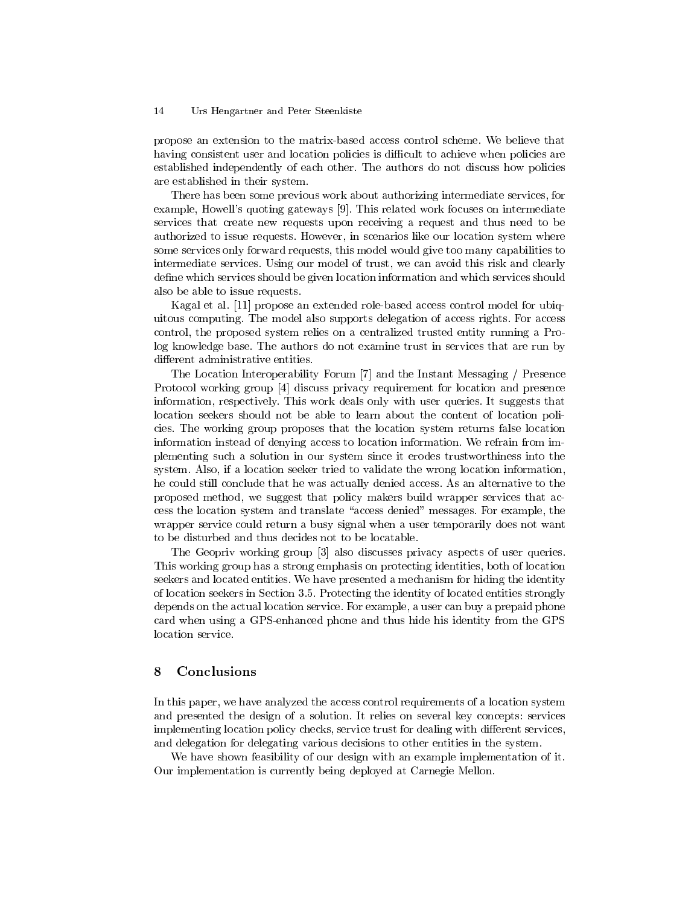propose an extension to the matrix-based access control scheme. We believe that having consistent user and location policies is difficult to achieve when policies are established independently of each other. The authors do not discuss how policies are established in their system.

There has been some previous work about authorizing intermediate services, for example, Howell's quoting gateways [9]. This related work focuses on intermediate services that create new requests upon receiving a request and thus need to be authorized to issue requests. However, in scenarios like our location system where some services only forward requests, this model would give too many capabilities to intermediate services. Using our model of trust, we can avoid this risk and clearly define which services should be given location information and which services should also be able to issue requests.

Kagal et al. [11] propose an extended role-based access control model for ubiquitous computing. The model also supports delegation of access rights. For access control, the proposed system relies on a centralized trusted entity running a Prolog knowledge base. The authors do not examine trust in services that are run by different administrative entities.

The Location Interoperability Forum [7] and the Instant Messaging / Presence Protocol working group [4] discuss privacy requirement for location and presence information, respectively. This work deals only with user queries. It suggests that location seekers should not be able to learn about the content of location policies. The working group proposes that the location system returns false location information instead of denying access to location information. We refrain from implementing such a solution in our system since it erodes trustworthiness into the system. Also, if a location seeker tried to validate the wrong location information, he could still conclude that he was actually denied access. As an alternative to the proposed method, we suggest that policy makers build wrapper services that access the location system and translate "access denied" messages. For example, the wrapper service could return a busy signal when a user temporarily does not want to be disturbed and thus decides not to be locatable.

The Geopriv working group [3] also discusses privacy aspects of user queries. This working group has a strong emphasis on protecting identities, both of location seekers and located entities. We have presented a mechanism for hiding the identity of location seekers in Section 3.5. Protecting the identity of located entities strongly depends on the actual location service. For example, a user can buy a prepaid phone card when using a GPS-enhanced phone and thus hide his identity from the GPS location service.

## 8 Conclusions

In this paper, we have analyzed the access control requirements of a location system and presented the design of a solution. It relies on several key concepts: services implementing location policy checks, service trust for dealing with different services, and delegation for delegating various decisions to other entities in the system.

We have shown feasibility of our design with an example implementation of it. Our implementation is currently being deployed at Carnegie Mellon.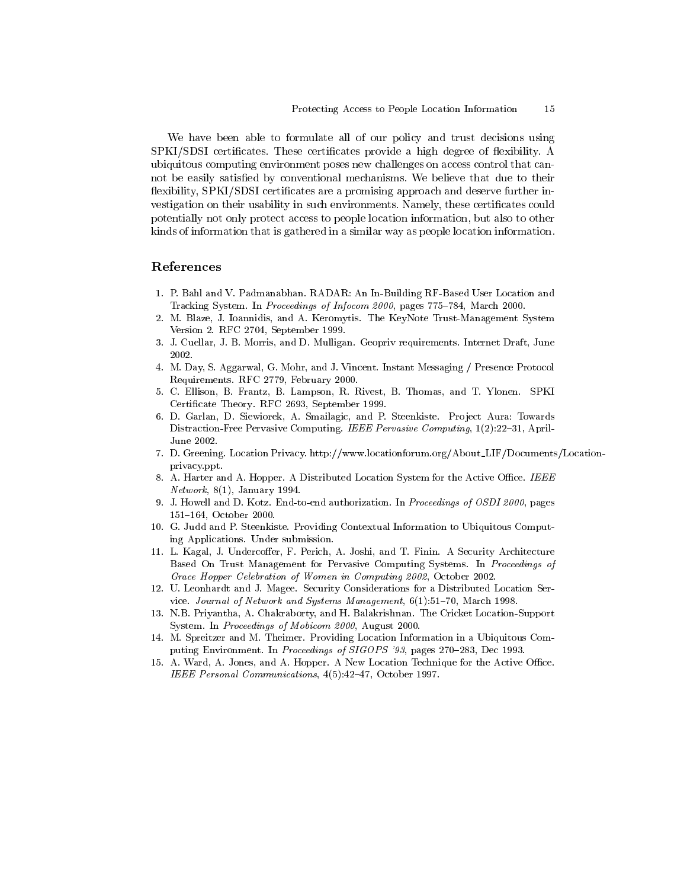We have been able to formulate all of our policy and trust decisions using SPKI/SDSI certificates. These certificates provide a high degree of flexibility. A ubiquitous computing environment poses new challenges on access control that cannot be easily satisfied by conventional mechanisms. We believe that due to their flexibility, SPKI/SDSI certificates are a promising approach and deserve further investigation on their usability in such environments. Namely, these certificates could potentially not only protect access to people location information, but also to other kinds of information that is gathered in a similar way as people location information.

## References

1. P. Bahl and V. Padmanabhan. RADAR: An In-Building RF-Based User Location and Tracking System. In *Proceedings of Infocom 2000*, pages 775–784, March 2000.
2. M. Blaze, J. Ioannidis, and A. Keromytis. The KeyNote Trust-Management System Version 2. RFC 2704, September 1999.
3. J. Cuellar, J. B. Morris, and D. Mulligan. Geopriv requirements. Internet Draft, June 2002.
4. M. Day, S. Aggarwal, G. Mohr, and J. Vincent. Instant Messaging / Presence Protocol Requirements. RFC 2779, February 2000.
5. C. Ellison, B. Frantz, B. Lampson, R. Rivest, B. Thomas, and T. Ylonen. SPKI Certificate Theory. RFC 2693, September 1999.
6. D. Garlan, D. Siewiorek, A. Smailagic, and P. Steenkiste. Project Aura: Towards Distraction-Free Pervasive Computing. *IEEE Pervasive Computing*, 1(2):22–31, April-June 2002.
7. D. Greening. Location Privacy. http://www.locationforum.org/About_LIF/Documents/Location-privacy.ppt.
8. A. Harter and A. Hopper. A Distributed Location System for the Active Office. *IEEE Network*, 8(1), January 1994.
9. J. Howell and D. Kotz. End-to-end authorization. In *Proceedings of OSDI 2000*, pages 151–164, October 2000.
10. G. Judd and P. Steenkiste. Providing Contextual Information to Ubiquitous Computing Applications. Under submission.
11. L. Kagal, J. Undercoffer, F. Perich, A. Joshi, and T. Finin. A Security Architecture Based On Trust Management for Pervasive Computing Systems. In *Proceedings of Grace Hopper Celebration of Women in Computing 2002*, October 2002.
12. U. Leonhardt and J. Magee. Security Considerations for a Distributed Location Service. *Journal of Network and Systems Management*, 6(1):51–70, March 1998.
13. N.B. Priyantha, A. Chakraborty, and H. Balakrishnan. The Cricket Location-Support System. In *Proceedings of Mobicom 2000*, August 2000.
14. M. Spreitzer and M. Theimer. Providing Location Information in a Ubiquitous Computing Environment. In *Proceedings of SIGOPS '93*, pages 270–283, Dec 1993.
15. A. Ward, A. Jones, and A. Hopper. A New Location Technique for the Active Office. *IEEE Personal Communications*, 4(5):42–47, October 1997.